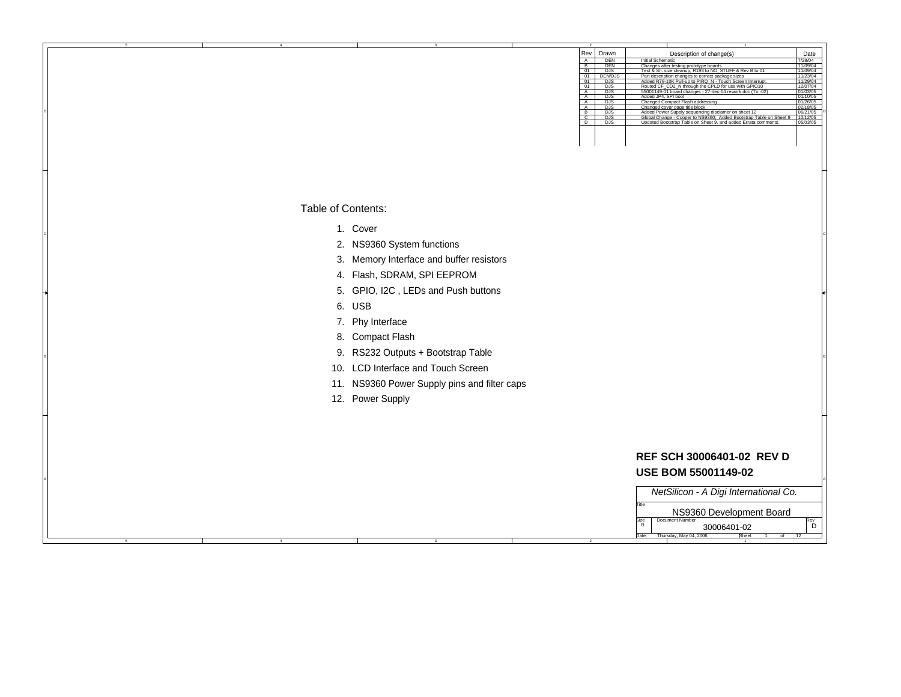| Rev | Drawn | Description of change(s) | Date |
|---|---|---|---|
| A | DEN | Initial Schematic | 7/28/04 |
| B | DEN | Changes after testing prototype boards | 11/09/04 |
| 01 | DJS | Text & Sh. size cleanup, R193 to NO_STUFF & Rev B to 01 | 11/09/04 |
| 01 | DEN/DJS | Part description changes to correct package sizes | 11/23/04 |
| 01 | DJS | Added R79-10K Pull-up to PIRQ_N - Touch Screen Interrupt. | 11/29/04 |
| 01 | DJS | Routed CF_CD2_N through the CPLD for use with GPIO10 | 12/07/04 |
| A | DJS | 55001149-01 board changes - 27-dec-04 rework.doc (To -02) | 01/03/05 |
| A | DJS | Added JP4, SPI boot | 01/10/05 |
| A | DJS | Changed Compact Flash addressing | 01/26/05 |
| A | DJS | Changed cover page title block | 02/18/05 |
| B | DJS | Added Power Supply sequencing disclamer on sheet 12 | 06/21/05 |
| C | DJS | Global Change - Cooper to NS9360; Added Bootstrap Table on Sheet 9 | 10/12/05 |
| D | DJS | Updated Bootstrap Table on Sheet 9, and added Errata comments. | 05/03/05 |

Table of Contents:

1. Cover
2. NS9360 System functions
3. Memory Interface and buffer resistors
4. Flash, SDRAM, SPI EEPROM
5. GPIO, I2C , LEDs and Push buttons
6. USB
7. Phy Interface
8. Compact Flash
9. RS232 Outputs + Bootstrap Table
10. LCD Interface and Touch Screen
11. NS9360 Power Supply pins and filter caps
12. Power Supply

**REF SCH 30006401-02 REV D**

**USE BOM 55001149-02**

*NetSilicon - A Digi International Co.*

| | |
|---|---|
| Title | NS9360 Development Board |
| Size | B |
| Document Number | 30006401-02 |
| Rev | D |
| Date: | Thursday, May 04, 2006 |
| Sheet | 1 of 12 |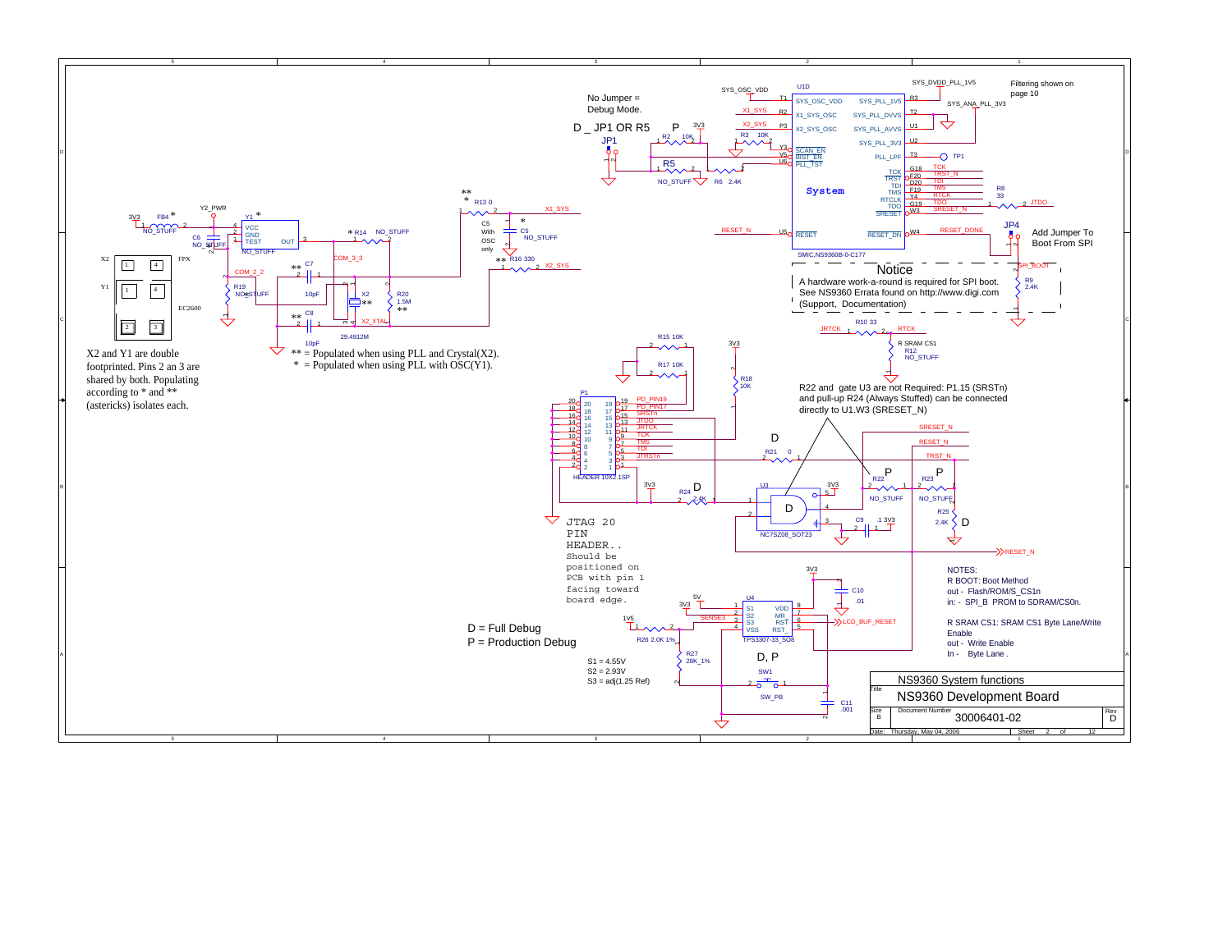No Jumper =
Debug Mode.

D _ JP1 OR R5    P

Filtering shown on
page 10

Add Jumper To
Boot From SPI

**Notice**

A hardware work-a-round is required for SPI boot.
See NS9360 Errata found on http://www.digi.com
(Support, Documentation)

X2 and Y1 are double footprinted. Pins 2 an 3 are shared by both. Populating according to * and ** (astericks) isolates each.

** = Populated when using PLL and Crystal(X2).
* = Populated when using PLL with OSC(Y1).

R22 and gate U3 are not Required: P1.15 (SRSTn) and pull-up R24 (Always Stuffed) can be connected directly to U1.W3 (SRESET_N)

JTAG 20 PIN HEADER.. Should be positioned on PCB with pin 1 facing toward board edge.

D = Full Debug
P = Production Debug

S1 = 4.55V
S2 = 2.93V
S3 = adj(1.25 Ref)

NOTES:
R BOOT: Boot Method
out - Flash/ROM/S_CS1n
in: - SPI_B PROM to SDRAM/CS0n.

R SRAM CS1: SRAM CS1 Byte Lane/Write Enable
out - Write Enable
In - Byte Lane .

| | |
|---|---|
| | NS9360 System functions |
| Title | NS9360 Development Board |
| Size: B | Document Number: 30006401-02 — Rev: D |
| Date: Thursday, May 04, 2006 | Sheet 2 of 12 |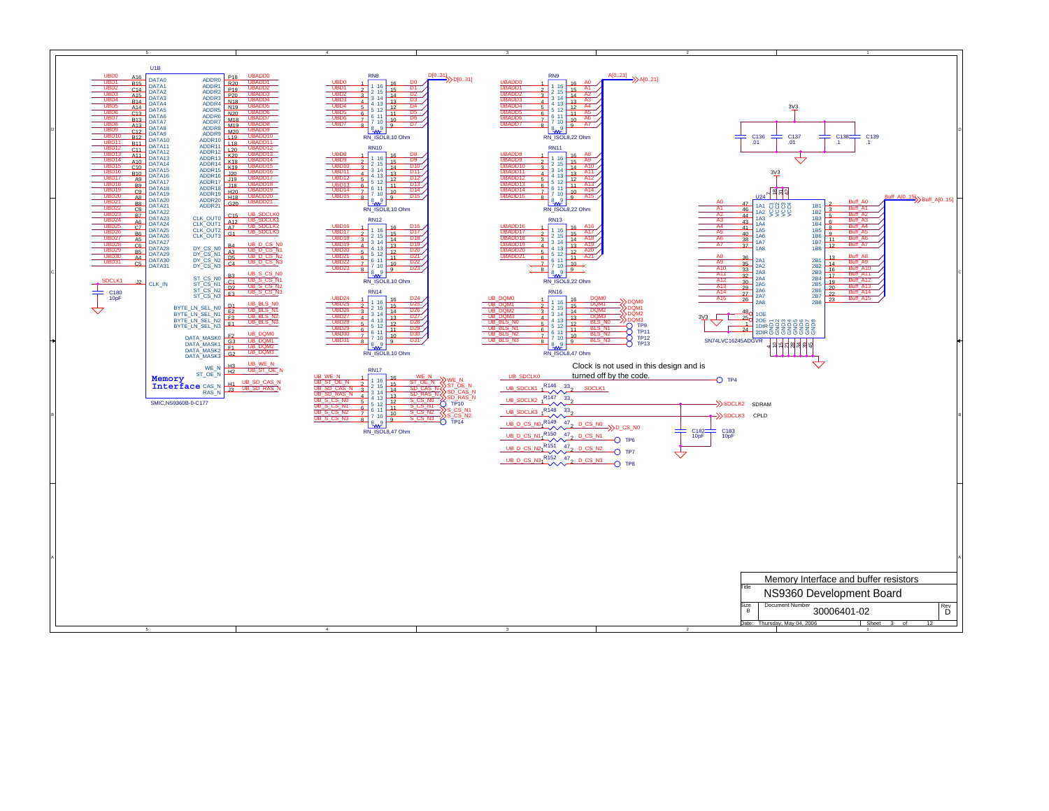U1B

| Signal | Pin | Function | Function | Pin | Signal |
|---|---|---|---|---|---|
| UBD0 | A16 | DATA0 | ADDR0 | P18 | UBADD0 |
| UBD1 | B15 | DATA1 | ADDR1 | R20 | UBADD1 |
| UBD2 | C14 | DATA2 | ADDR2 | P19 | UBADD2 |
| UBD3 | A15 | DATA3 | ADDR3 | P20 | UBADD3 |
| UBD4 | B14 | DATA4 | ADDR4 | N18 | UBADD4 |
| UBD5 | A14 | DATA5 | ADDR5 | N19 | UBADD5 |
| UBD6 | C13 | DATA6 | ADDR6 | N20 | UBADD6 |
| UBD7 | B13 | DATA7 | ADDR7 | M18 | UBADD7 |
| UBD8 | A13 | DATA8 | ADDR8 | M19 | UBADD8 |
| UBD9 | C12 | DATA9 | ADDR9 | M20 | UBADD9 |
| UBD10 | B12 | DATA10 | ADDR10 | L19 | UBADD10 |
| UBD11 | B11 | DATA11 | ADDR11 | L18 | UBADD11 |
| UBD12 | C11 | DATA12 | ADDR12 | L20 | UBADD12 |
| UBD13 | A11 | DATA13 | ADDR13 | K20 | UBADD13 |
| UBD14 | A10 | DATA14 | ADDR14 | K18 | UBADD14 |
| UBD15 | C10 | DATA15 | ADDR15 | K19 | UBADD15 |
| UBD16 | B10 | DATA16 | ADDR16 | J20 | UBADD16 |
| UBD17 | A9 | DATA17 | ADDR17 | J19 | UBADD17 |
| UBD18 | B9 | DATA18 | ADDR18 | J18 | UBADD18 |
| UBD19 | C9 | DATA19 | ADDR19 | H20 | UBADD19 |
| UBD20 | A8 | DATA20 | ADDR20 | H18 | UBADD20 |
| UBD21 | B8 | DATA21 | ADDR21 | G20 | UBADD21 |
| UBD22 | C8 | DATA22 | | | |
| UBD23 | B7 | DATA23 | CLK_OUT0 | C15 | UB_SDCLK0 |
| UBD24 | A6 | DATA24 | CLK_OUT1 | A12 | UB_SDCLK1 |
| UBD25 | C7 | DATA25 | CLK_OUT2 | A7 | UB_SDCLK2 |
| UBD26 | B6 | DATA26 | CLK_OUT3 | G1 | UB_SDCLK3 |
| UBD27 | A5 | DATA27 | | | |
| UBD28 | C6 | DATA28 | DY_CS_N0 | B4 | UB_D_CS_N0 |
| UBD29 | B5 | DATA29 | DY_CS_N1 | A3 | UB_D_CS_N1 |
| UBD30 | A4 | DATA30 | DY_CS_N2 | D5 | UB_D_CS_N2 |
| UBD31 | C5 | DATA31 | DY_CS_N3 | C4 | UB_D_CS_N3 |
| | | | ST_CS_N0 | B3 | UB_S_CS_N0 |
| SDCLK1 | J2 | CLK_IN | ST_CS_N1 | C1 | UB_S_CS_N1 |
| | | | ST_CS_N2 | D2 | UB_S_CS_N2 |
| | | | ST_CS_N3 | E3 | UB_S_CS_N3 |
| | | | BYTE_LN_SEL_N0 | D1 | UB_BLS_N0 |
| | | | BYTE_LN_SEL_N1 | E2 | UB_BLS_N1 |
| | | | BYTE_LN_SEL_N2 | F3 | UB_BLS_N2 |
| | | | BYTE_LN_SEL_N3 | E1 | UB_BLS_N3 |
| | | | DATA_MASK0 | F2 | UB_DQM0 |
| | | | DATA_MASK1 | G3 | UB_DQM1 |
| | | | DATA_MASK2 | F1 | UB_DQM2 |
| | | | DATA_MASK3 | G2 | UB_DQM3 |
| | | | WE_N | H3 | UB_WE_N |
| | | | ST_OE_N | H2 | UB_ST_OE_N |
| | | | CAS_N | H1 | UB_SD_CAS_N |
| | | | RAS_N | J3 | UB_SD_RAS_N |

**Memory Interface**

SMIC,NS9360B-0-C177

C180 10pF

RN8, RN10, RN12, RN14: RN_ISOL8,10 Ohm — UBD0..UBD31 → D0..D31 (D[0..31])

RN9, RN11, RN13: RN_ISOL8,22 Ohm — UBADD0..UBADD21 → A0..A21 (A[0..21])

RN16: RN_ISOL8,47 Ohm — UB_DQM0..UB_DQM3 → DQM0..DQM3; UB_BLS_N0..UB_BLS_N3 → BLS_N0..BLS_N3 (TP9, TP11, TP12, TP13)

RN17: RN_ISOL8,47 Ohm — UB_WE_N → WE_N; UB_ST_OE_N → ST_OE_N; UB_SD_CAS_N → SD_CAS_N; UB_SD_RAS_N → SD_RAS_N; UB_S_CS_N0 → S_CS_N0 (TP10); UB_S_CS_N1 → S_CS_N1; UB_S_CS_N2 → S_CS_N2; UB_S_CS_N3 → S_CS_N3 (TP14)

Clock is not used in this design and is turned off by the code.

- UB_SDCLK0 → TP4
- UB_SDCLK1 — R146 33 → SDCLK1
- UB_SDCLK2 — R147 33 → SDCLK2 (SDRAM)
- UB_SDCLK3 — R148 33 → SDCLK3 (CPLD)
- UB_D_CS_N0 — R149 47 → D_CS_N0
- UB_D_CS_N1 — R150 47 → D_CS_N1 (TP6)
- UB_D_CS_N2 — R151 47 → D_CS_N2 (TP7)
- UB_D_CS_N3 — R152 47 → D_CS_N3 (TP8)

C182 10pF, C183 10pF

3V3: C136 .01, C137 .01, C138 .1, C139 .1

U24 SN74LVC16245ADGVR — A0..A15 (1A1..1A8, 2A1..2A8) → Buff_A0..Buff_A15 (1B1..1B8, 2B1..2B8), Buff_A[0..15]; 1OE, 2OE, 1DIR, 2DIR; VCC1..VCC4 (3V3); GND1..GND8

| Title | Memory Interface and buffer resistors |
|---|---|
| | NS9360 Development Board |
| Size | B |
| Document Number | 30006401-02 |
| Rev | D |
| Date | Thursday, May 04, 2006 |
| Sheet | 3 of 12 |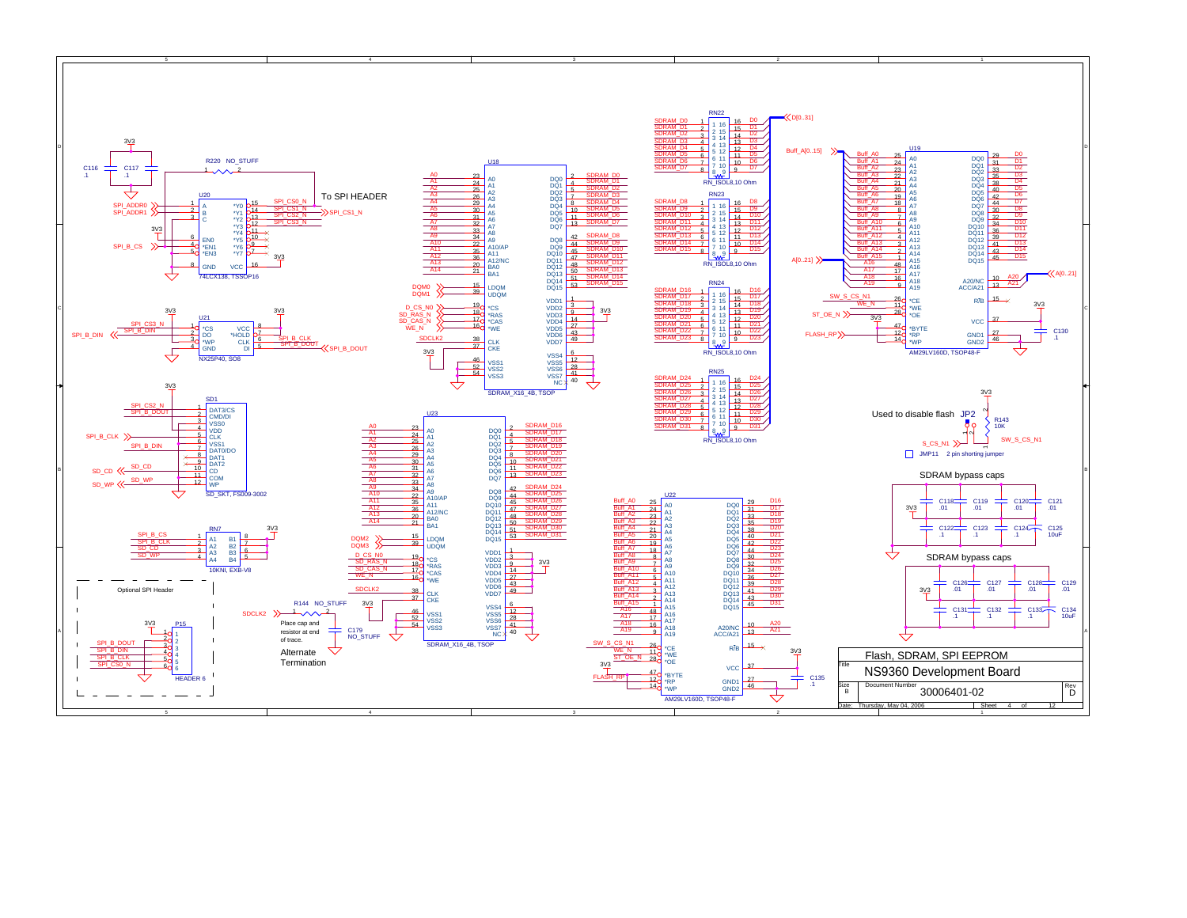# Flash, SDRAM, SPI EEPROM

## NS9360 Development Board

| Size | Document Number | Rev |
|---|---|---|
| B | 30006401-02 | D |

Date: Thursday, May 04, 2006 — Sheet 4 of 12

---

To SPI HEADER

U20 — 74LCX138, TSSOP16

R220 NO_STUFF

C116 .1, C117 .1

U21 — NX25P40, SO8

SD1 — SD_SKT, FS009-3002

RN7 — 10KNI, EXB-V8

Optional SPI Header

P15 — HEADER 6

R144 NO_STUFF

Place cap and resistor at end of trace.

C179 NO_STUFF

Alternate Termination

U18 — SDRAM_X16_4B, TSOP

U23 — SDRAM_X16_4B, TSOP

RN22 — RN_ISOL8,10 Ohm

RN23 — RN_ISOL8,10 Ohm

RN24 — RN_ISOL8,10 Ohm

RN25 — RN_ISOL8,10 Ohm

U19 — AM29LV160D, TSOP48-F

U22 — AM29LV160D, TSOP48-F

C130 .1

C135 .1

Used to disable flash JP2

R143 10K

JMP11 — 2 pin shorting jumper

SDRAM bypass caps

C118 .01, C119 .01, C120 .01, C121 .01

C122 .1, C123 .1, C124 .1, C125 10uF

SDRAM bypass caps

C126 .01, C127 .01, C128 .01, C129 .01

C131 .1, C132 .1, C133 .1, C134 10uF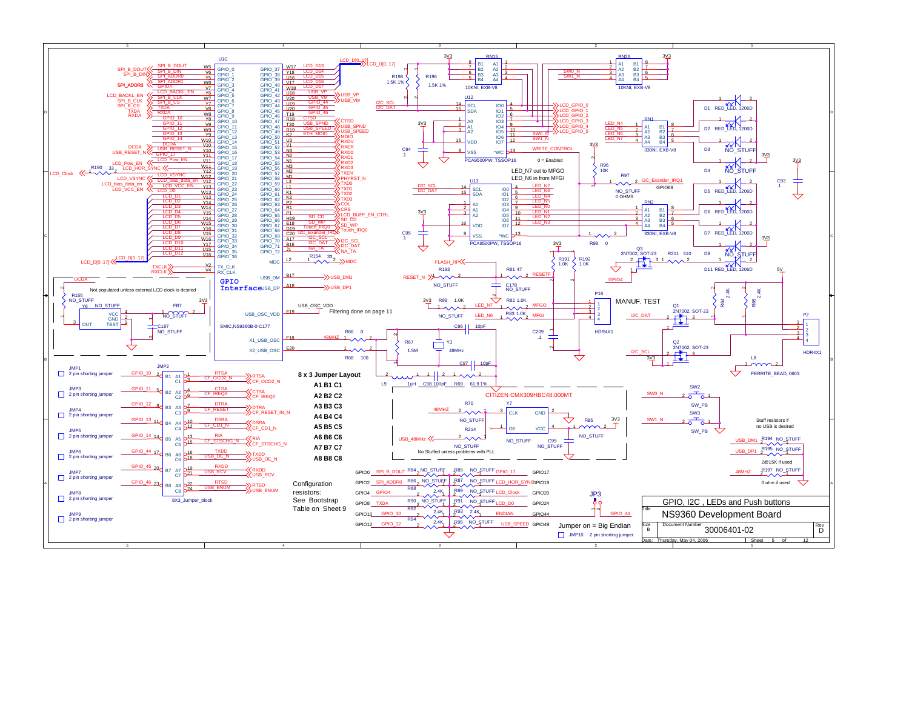# GPIO, I2C , LEDs and Push buttons

## NS9360 Development Board

**U1C** — SMIC,NS9360B-0-C177

**GPIO Interface**

Not populated unless external LCD clock is desired

Filtering done on page 11

**8 x 3 Jumper Layout**

| |
|---|
| A1 B1 C1 |
| A2 B2 C2 |
| A3 B3 C3 |
| A4 B4 C4 |
| A5 B5 C5 |
| A6 B6 C6 |
| A7 B7 C7 |
| A8 B8 C8 |

JMP1 – JMP9: 2 pin shorting jumper

JMP2: 8X3_Jumper_block

| Jumper | GPIO | Signals |
|---|---|---|
| B1 | GPIO_10 | RTSA / CF_OCD2_N |
| B2 | GPIO_11 | CTSA / CF_IREQ2 |
| B3 | GPIO_12 | DTRA / CF_RESET_IN_N |
| B4 | GPIO_13 | DSRA / CF_CD1_N |
| B5 | GPIO_14 | RIA / CF_STSCHG_N |
| B6 | GPIO_44 | TXDD / USB_OE_N |
| B7 | GPIO_45 | RXDD / USB_RCV |
| B8 | GPIO_46 | RTSD / USB_ENUM |

Configuration resistors: See Bootstrap Table on Sheet 9

Jumper on = Big Endian (JP3)

JMP10 2 pin shorting jumper

U12: PCA9500PW, TSSOP16 — 0 = Enabled

LED_N7 out to MFGO

LED_N6 in from MFGI

U13: PCA9500PW, TSSOP16

RN15, RN26: 10KNI, EXB-V8

RN1, RN2: 330NI, EXB-V8

D1, D2, D5, D6, D7, D11: RED_LED, 1206D

D3, D4, D8: NO_STUFF

**MANUF. TEST** — P16 HDR4X1

Q1, Q2, Q3: 2N7002, SOT-23

P2: HDR4X1

L8: FERRITE_BEAD, 0603

Y7: CITIZEN CMX309HBC48.000MT

No Stuffed unless problems with PLL

Y3: 48MHz

SW2, SW3: SW_PB

Stuff resistors if no USB is desired

R194, R195: 2@15K if used

R197: 0 ohm if used

Document Number: 30006401-02

Size: B

Rev: D

Date: Thursday, May 04, 2006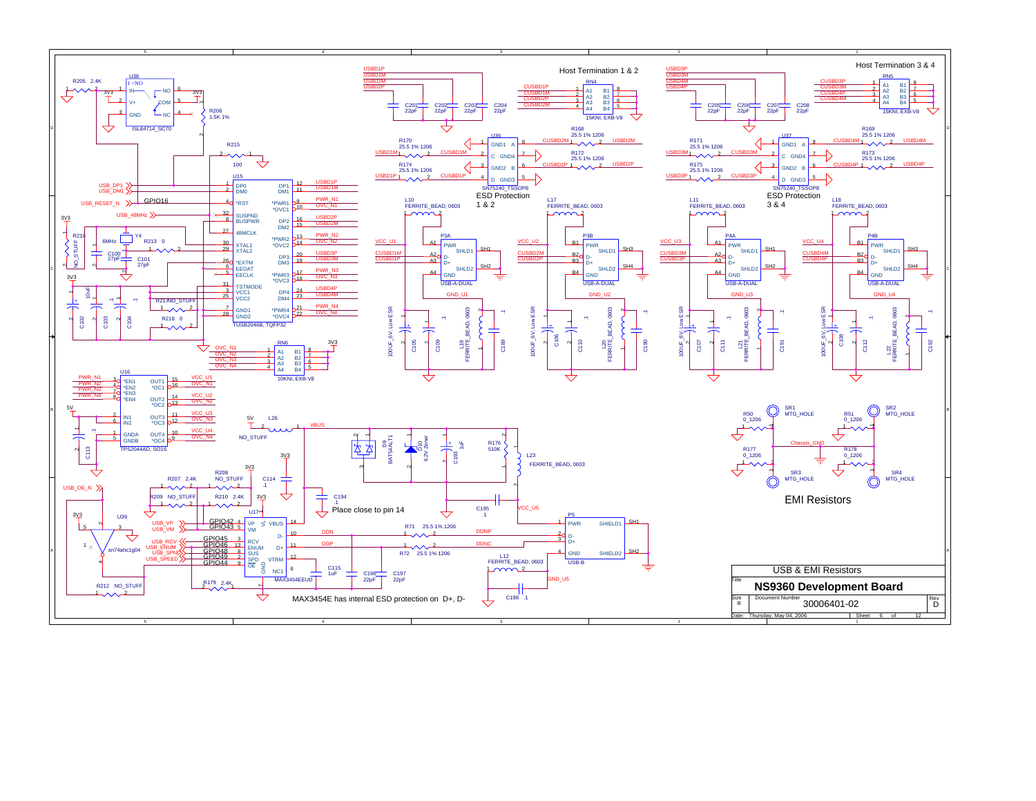Host Termination 1 & 2

Host Termination 3 & 4

ESD Protection 1 & 2

ESD Protection 3 & 4

EMI Resistors

Place close to pin 14

MAX3454E has internal ESD protection on D+, D-

| Title | NS9360 Development Board | |
|---|---|---|
| USB & EMI Resistors | | |
| Size: B | Document Number: 30006401-02 | Rev: D |
| Date: Thursday, May 04, 2006 | Sheet 6 of 12 | |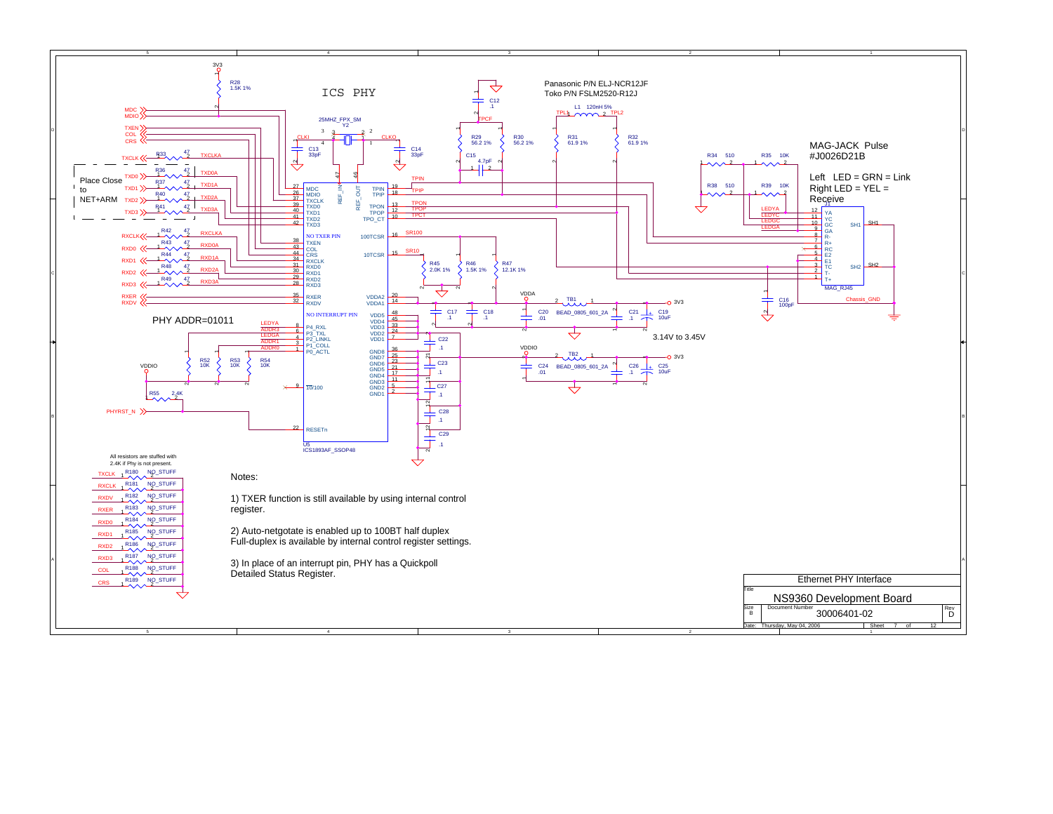# ICS PHY

25MHZ_FPX_SM
Y2

Panasonic P/N ELJ-NCR12JF
Toko P/N FSLM2520-R12J

L1 120nH 5%

MAG-JACK Pulse
#J0026D21B

Left LED = GRN = Link
Right LED = YEL = Receive

Place Close to NET+ARM

PHY ADDR=01011

3.14V to 3.45V

All resistors are stuffed with 2.4K if Phy is not present.

| Signal | Resistor | Value |
|---|---|---|
| TXCLK | R180 | NO_STUFF |
| RXCLK | R181 | NO_STUFF |
| RXDV | R182 | NO_STUFF |
| RXER | R183 | NO_STUFF |
| RXD0 | R184 | NO_STUFF |
| RXD1 | R185 | NO_STUFF |
| RXD2 | R186 | NO_STUFF |
| RXD3 | R187 | NO_STUFF |
| COL | R188 | NO_STUFF |
| CRS | R189 | NO_STUFF |

U5
ICS1893AF_SSOP48

Notes:

1) TXER function is still available by using internal control register.

2) Auto-netgotate is enabled up to 100BT half duplex
Full-duplex is available by internal control register settings.

3) In place of an interrupt pin, PHY has a Quickpoll Detailed Status Register.

| Title | Ethernet PHY Interface |
|---|---|
| | NS9360 Development Board |
| Size | B |
| Document Number | 30006401-02 |
| Rev | D |
| Date | Thursday, May 04, 2006 |
| Sheet | 7 of 12 |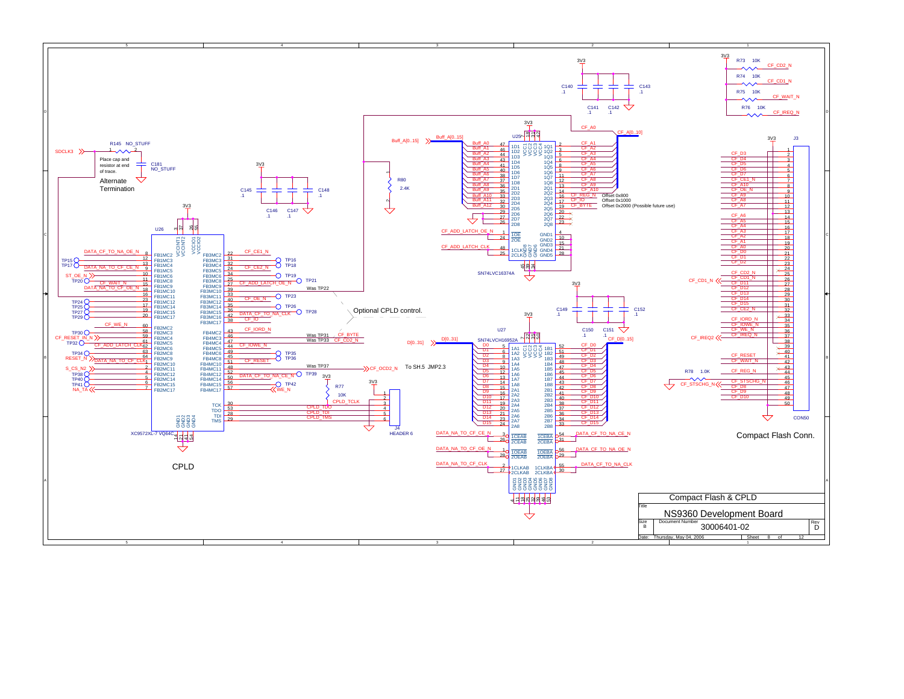# Compact Flash & CPLD

## CPLD

U26 XC9572XL-7 VQ64C

Alternate Termination

R145 NO_STUFF

C181 NO_STUFF

Place cap and resistor at end of trace.

Optional CPLD control.

To SH.5 JMP2.3

J4 HEADER 6

R77 10K

R80 2.4K

U25 SN74LVC16374A

Offset 0x800

Offset 0x1000

Offset 0x2000 (Possible future use)

U27 SN74LVCH16952A

## Compact Flash Conn.

J3 CON50

R73 10K, R74 10K, R75 10K, R76 10K, R78 1.0K

| Title | NS9360 Development Board | |
|---|---|---|
| Size | Document Number | Rev |
| B | 30006401-02 | D |
| Date: | Thursday, May 04, 2006 | Sheet 8 of 12 |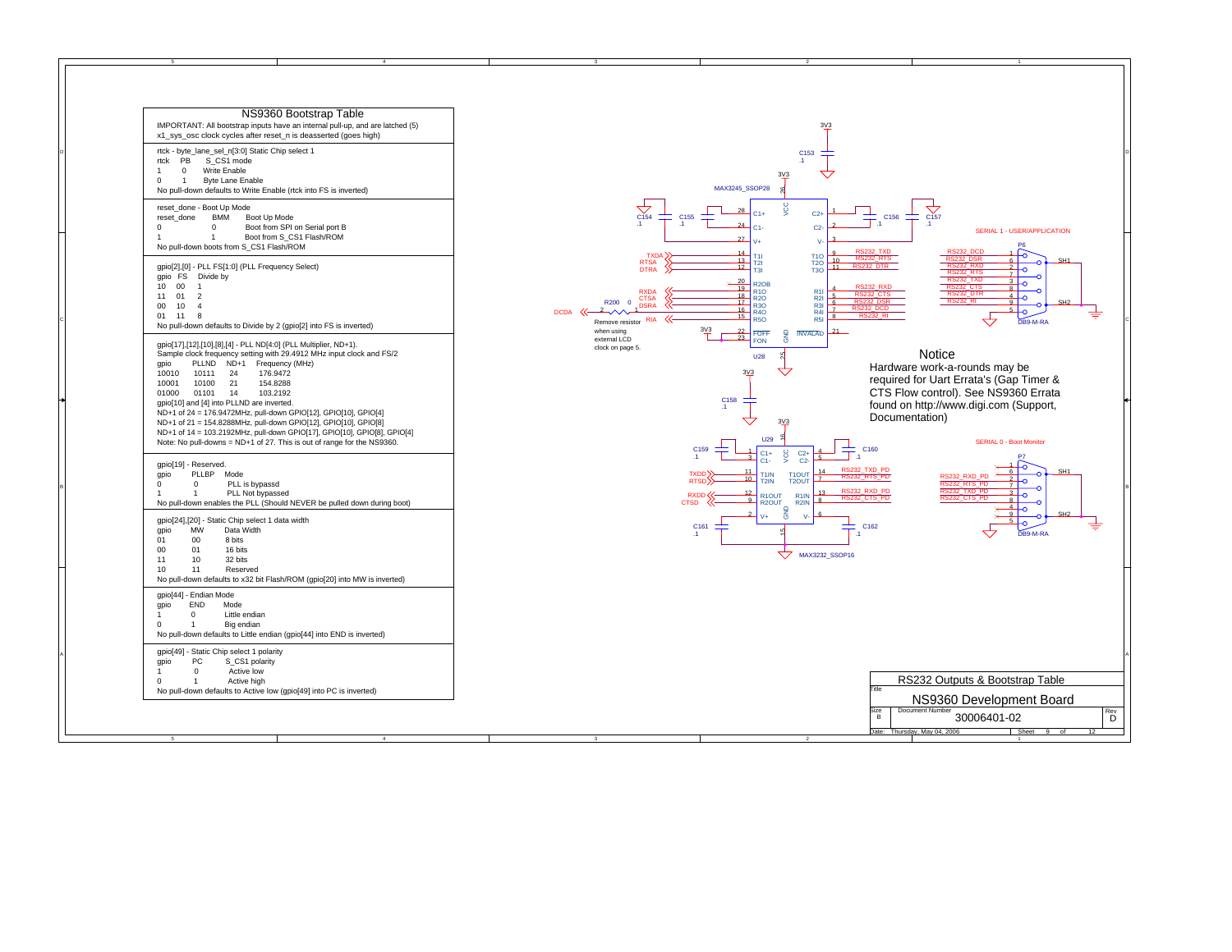# NS9360 Bootstrap Table

IMPORTANT: All bootstrap inputs have an internal pull-up, and are latched (5) x1_sys_osc clock cycles after reset_n is deasserted (goes high)

rtck - byte_lane_sel_n[3:0] Static Chip select 1

| rtck | PB | S_CS1 mode |
|---|---|---|
| 1 | 0 | Write Enable |
| 0 | 1 | Byte Lane Enable |

No pull-down defaults to Write Enable (rtck into FS is inverted)

reset_done - Boot Up Mode

| reset_done | BMM | Boot Up Mode |
|---|---|---|
| 0 | 0 | Boot from SPI on Serial port B |
| 1 | 1 | Boot from S_CS1 Flash/ROM |

No pull-down boots from S_CS1 Flash/ROM

gpio[2],[0] - PLL FS[1:0] (PLL Frequency Select)

| gpio | FS | Divide by |
|---|---|---|
| 10 | 00 | 1 |
| 11 | 01 | 2 |
| 00 | 10 | 4 |
| 01 | 11 | 8 |

No pull-down defaults to Divide by 2 (gpio[2] into FS is inverted)

gpio[17],[12],[10],[8],[4] - PLL ND[4:0] (PLL Multiplier, ND+1).
Sample clock frequency setting with 29.4912 MHz input clock and FS/2

| gpio | PLLND | ND+1 | Frequency (MHz) |
|---|---|---|---|
| 10010 | 10111 | 24 | 176.9472 |
| 10001 | 10100 | 21 | 154.8288 |
| 01000 | 01101 | 14 | 103.2192 |

gpio[10] and [4] into PLLND are inverted.
ND+1 of 24 = 176.9472MHz, pull-down GPIO[12], GPIO[10], GPIO[4]
ND+1 of 21 = 154.8288MHz, pull-down GPIO[12], GPIO[10], GPIO[8]
ND+1 of 14 = 103.2192MHz, pull-down GPIO[17], GPIO[10], GPIO[8], GPIO[4]
Note: No pull-downs = ND+1 of 27. This is out of range for the NS9360.

gpio[19] - Reserved.

| gpio | PLLBP | Mode |
|---|---|---|
| 0 | 0 | PLL is bypassd |
| 1 | 1 | PLL Not bypassed |

No pull-down enables the PLL (Should NEVER be pulled down during boot)

gpio[24],[20] - Static Chip select 1 data width

| gpio | MW | Data Width |
|---|---|---|
| 01 | 00 | 8 bits |
| 00 | 01 | 16 bits |
| 11 | 10 | 32 bits |
| 10 | 11 | Reserved |

No pull-down defaults to x32 bit Flash/ROM (gpio[20] into MW is inverted)

gpio[44] - Endian Mode

| gpio | END | Mode |
|---|---|---|
| 1 | 0 | Little endian |
| 0 | 1 | Big endian |

No pull-down defaults to Little endian (gpio[44] into END is inverted)

gpio[49] - Static Chip select 1 polarity

| gpio | PC | S_CS1 polarity |
|---|---|---|
| 1 | 0 | Active low |
| 0 | 1 | Active high |

No pull-down defaults to Active low (gpio[49] into PC is inverted)

---

U28 MAX3245_SSOP28 — R200 0: Remove resistor when using external LCD clock on page 5.

U29 MAX3232_SSOP16

SERIAL 1 - USER/APPLICATION (P6, DB9-M-RA)

SERIAL 0 - Boot Monitor (P7, DB9-M-RA)

## Notice

Hardware work-a-rounds may be required for Uart Errata's (Gap Timer & CTS Flow control). See NS9360 Errata found on http://www.digi.com (Support, Documentation)

---

Title: RS232 Outputs & Bootstrap Table
NS9360 Development Board
Size: B — Document Number: 30006401-02 — Rev: D
Date: Thursday, May 04, 2006 — Sheet 9 of 12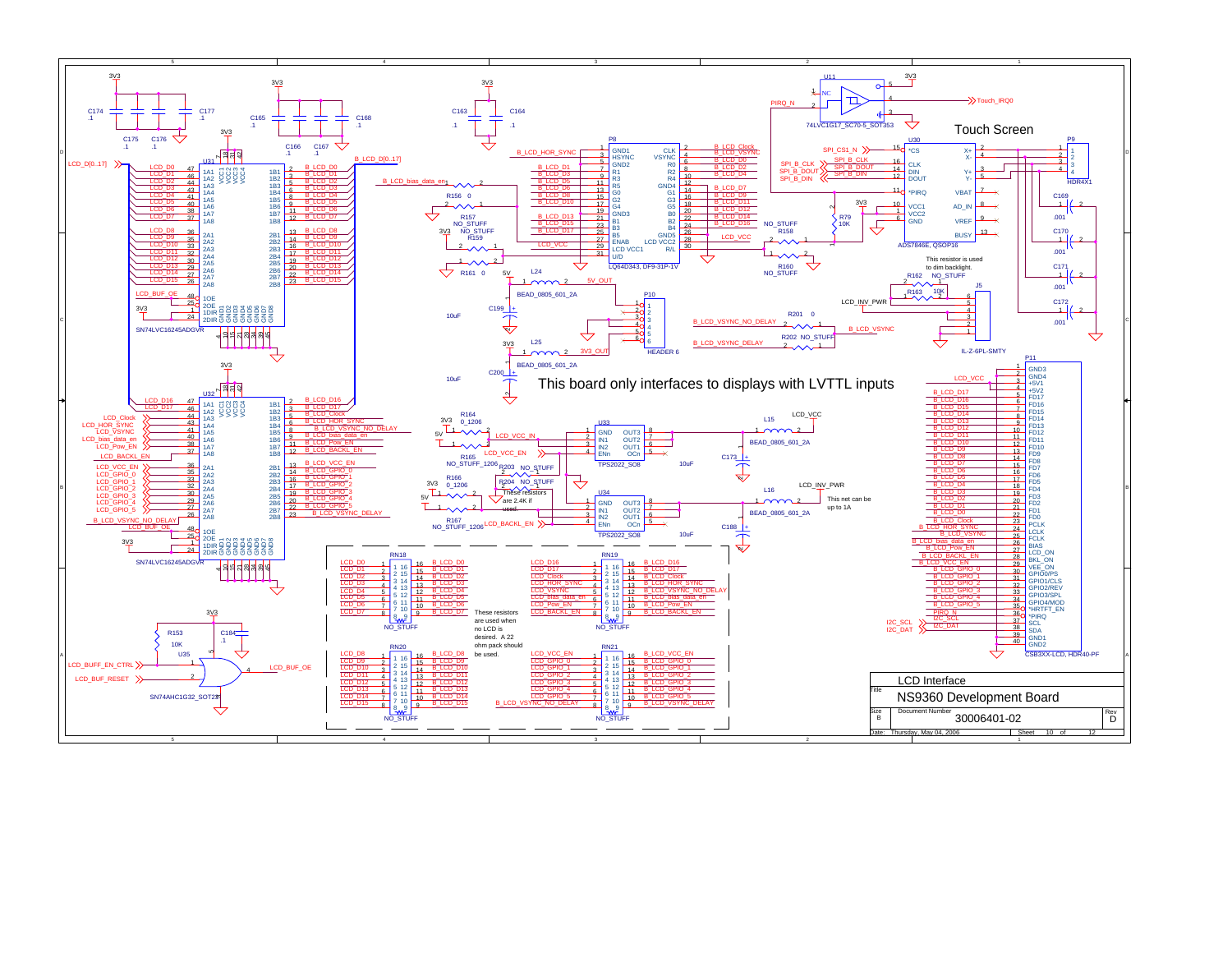## Touch Screen

This board only interfaces to displays with LVTTL inputs

This resistor is used to dim backlight.

This net can be up to 1A

These resistors are 2.4K if used.

These resistors are used when no LCD is desired. A 22 ohm pack should be used.

| | |
|---|---|
| Title | NS9360 Development Board |
| | LCD Interface |
| Size | B |
| Document Number | 30006401-02 |
| Rev | D |
| Date: | Thursday, May 04, 2006 |
| Sheet | 10 of 12 |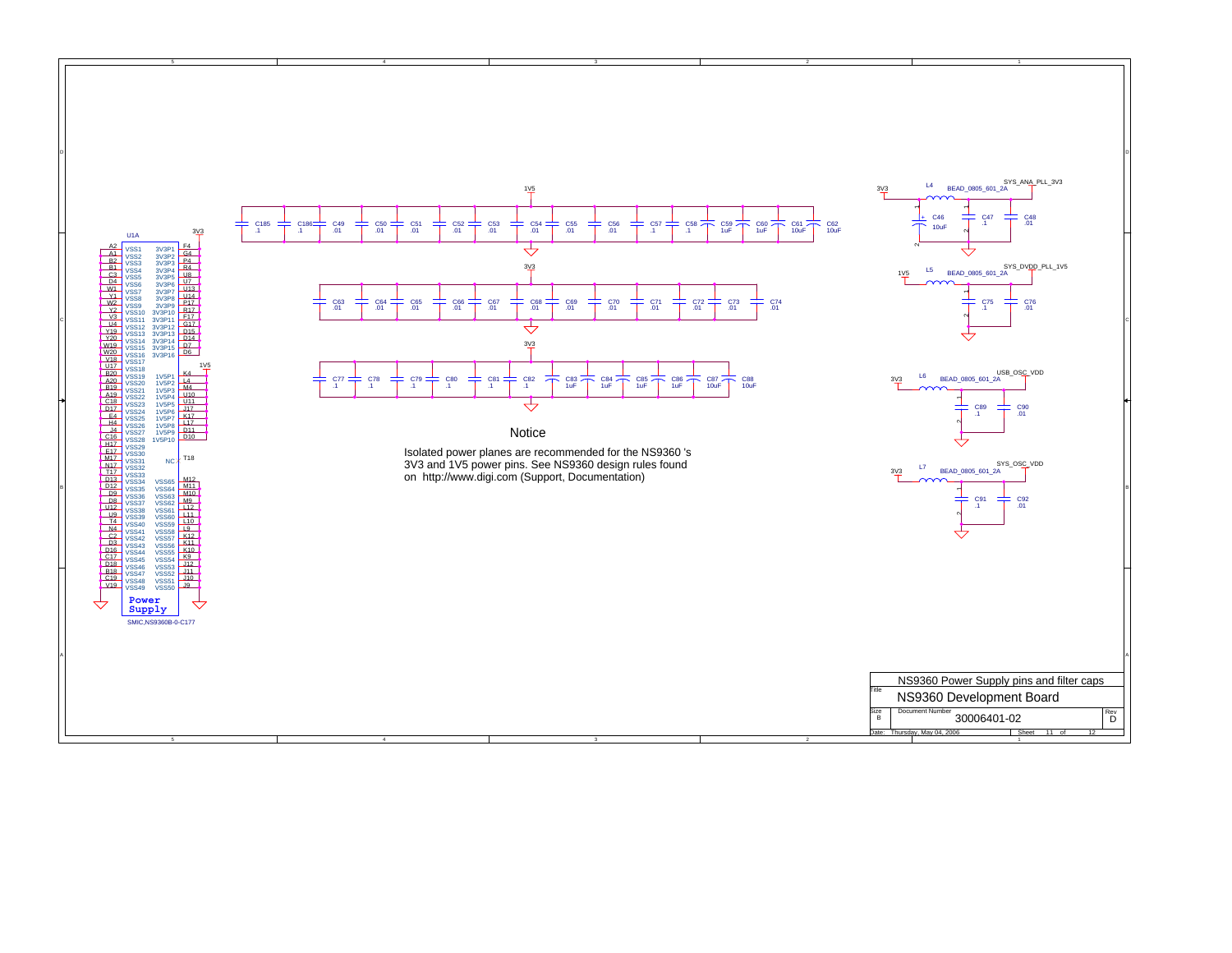## Notice

Isolated power planes are recommended for the NS9360 's 3V3 and 1V5 power pins. See NS9360 design rules found on http://www.digi.com (Support, Documentation)

U1A — Power Supply — SMIC,NS9360B-0-C177

| Pin | Name | Pin | Name |
|---|---|---|---|
| A2 | VSS1 | F4 | 3V3P1 |
| A1 | VSS2 | G4 | 3V3P2 |
| B2 | VSS3 | P4 | 3V3P3 |
| B1 | VSS4 | R4 | 3V3P4 |
| C3 | VSS5 | U8 | 3V3P5 |
| D4 | VSS6 | U7 | 3V3P6 |
| W1 | VSS7 | U13 | 3V3P7 |
| Y1 | VSS8 | U14 | 3V3P8 |
| W2 | VSS9 | P17 | 3V3P9 |
| Y2 | VSS10 | R17 | 3V3P10 |
| V3 | VSS11 | F17 | 3V3P11 |
| U4 | VSS12 | G17 | 3V3P12 |
| Y19 | VSS13 | D15 | 3V3P13 |
| Y20 | VSS14 | D14 | 3V3P14 |
| W19 | VSS15 | D7 | 3V3P15 |
| W20 | VSS16 | D6 | 3V3P16 |
| V18 | VSS17 | | |
| U17 | VSS18 | | |
| B20 | VSS19 | K4 | 1V5P1 |
| A20 | VSS20 | L4 | 1V5P2 |
| B19 | VSS21 | M4 | 1V5P3 |
| A19 | VSS22 | U10 | 1V5P4 |
| C18 | VSS23 | U11 | 1V5P5 |
| D17 | VSS24 | J17 | 1V5P6 |
| E4 | VSS25 | K17 | 1V5P7 |
| H4 | VSS26 | L17 | 1V5P8 |
| J4 | VSS27 | D11 | 1V5P9 |
| C16 | VSS28 | D10 | 1V5P10 |
| H17 | VSS29 | | |
| E17 | VSS30 | | |
| M17 | VSS31 | T18 | NC |
| N17 | VSS32 | | |
| T17 | VSS33 | | |
| D13 | VSS34 | M12 | VSS65 |
| D12 | VSS35 | M11 | VSS64 |
| D9 | VSS36 | M10 | VSS63 |
| D8 | VSS37 | M9 | VSS62 |
| U12 | VSS38 | L12 | VSS61 |
| U9 | VSS39 | L11 | VSS60 |
| T4 | VSS40 | L10 | VSS59 |
| N4 | VSS41 | L9 | VSS58 |
| C2 | VSS42 | K12 | VSS57 |
| D3 | VSS43 | K11 | VSS56 |
| D16 | VSS44 | K10 | VSS55 |
| C17 | VSS45 | K9 | VSS54 |
| D18 | VSS46 | J12 | VSS53 |
| B18 | VSS47 | J11 | VSS52 |
| C19 | VSS48 | J10 | VSS51 |
| V19 | VSS49 | J9 | VSS50 |

1V5 decoupling: C185 .1, C186 .1, C49 .01, C50 .01, C51 .01, C52 .01, C53 .01, C54 .01, C55 .01, C56 .01, C57 .1, C58 .1, C59 1uF, C60 1uF, C61 10uF, C62 10uF

3V3 decoupling: C63 .01, C64 .01, C65 .01, C66 .01, C67 .01, C68 .01, C69 .01, C70 .01, C71 .01, C72 .01, C73 .01, C74 .01

3V3 decoupling: C77 .1, C78 .1, C79 .1, C80 .1, C81 .1, C82 .1, C83 1uF, C84 1uF, C85 1uF, C86 1uF, C87 10uF, C88 10uF

3V3 — L4 BEAD_0805_601_2A — SYS_ANA_PLL_3V3; C46 10uF, C47 .1, C48 .01

1V5 — L5 BEAD_0805_601_2A — SYS_DVDD_PLL_1V5; C75 .1, C76 .01

3V3 — L6 BEAD_0805_601_2A — USB_OSC_VDD; C89 .1, C90 .01

3V3 — L7 BEAD_0805_601_2A — SYS_OSC_VDD; C91 .1, C92 .01

| Title | NS9360 Power Supply pins and filter caps |
|---|---|
| | NS9360 Development Board |
| Size | B |
| Document Number | 30006401-02 |
| Rev | D |
| Date | Thursday, May 04, 2006 |
| Sheet | 11 of 12 |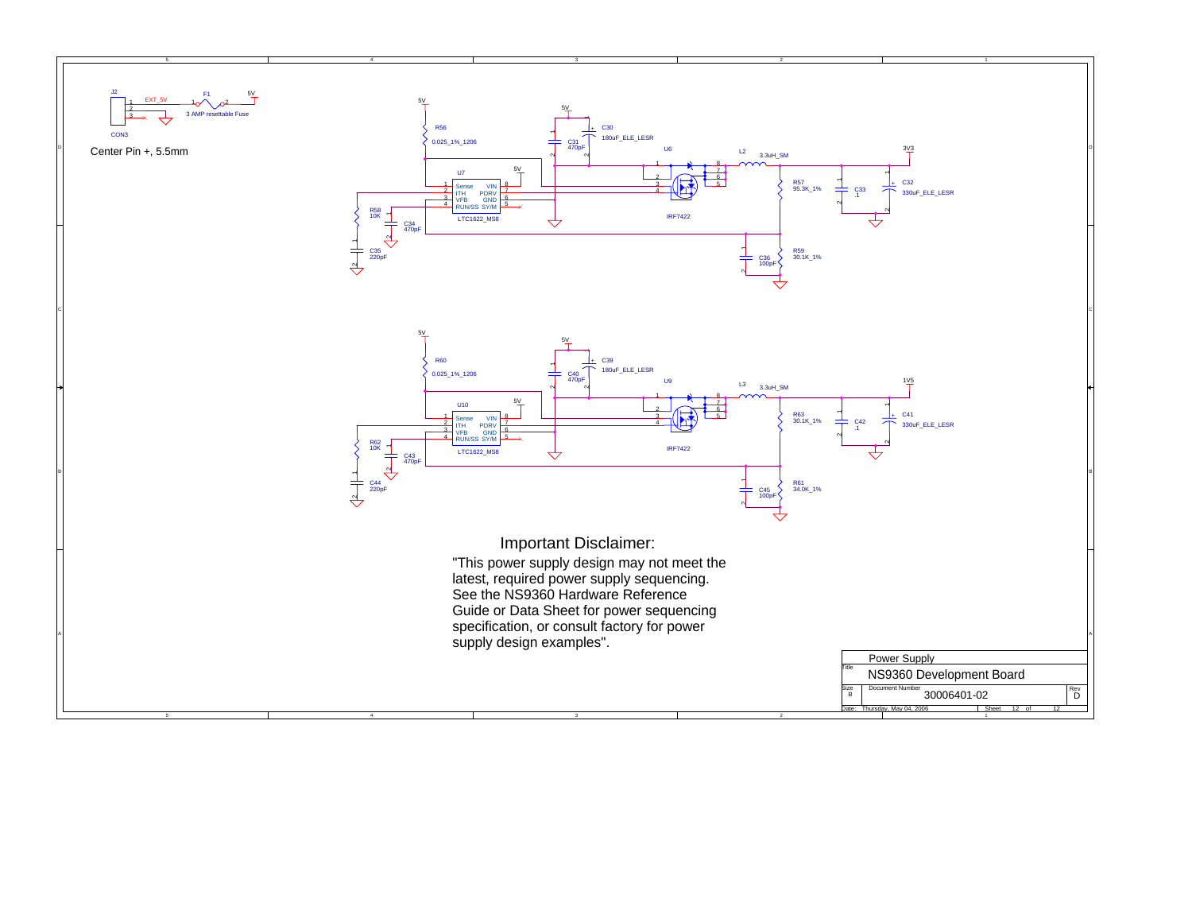J2

CON3

EXT_5V

F1

3 AMP resettable Fuse

5V

Center Pin +, 5.5mm

R56 0.025_1%_1206

C31 470pF

C30 180uF_ELE_LESR

U7 LTC1622_MS8

Sense VIN
ITH PDRV
VFB GND
RUN/SS SY/M

R58 10K

C34 470pF

C35 220pF

U6 IRF7422

L2 3.3uH_SM

3V3

R57 95.3K_1%

C33 .1

C32 330uF_ELE_LESR

R59 30.1K_1%

C36 100pF

R60 0.025_1%_1206

C40 470pF

C39 180uF_ELE_LESR

U10 LTC1622_MS8

R62 10K

C43 470pF

C44 220pF

U9 IRF7422

L3 3.3uH_SM

1V5

R63 30.1K_1%

C42 .1

C41 330uF_ELE_LESR

R61 34.0K_1%

C45 100pF

## Important Disclaimer:

"This power supply design may not meet the latest, required power supply sequencing. See the NS9360 Hardware Reference Guide or Data Sheet for power sequencing specification, or consult factory for power supply design examples".

| | |
|---|---|
| Title | Power Supply |
| | NS9360 Development Board |
| Size | B |
| Document Number | 30006401-02 |
| Rev | D |
| Date: | Thursday, May 04, 2006 |
| Sheet | 12 of 12 |